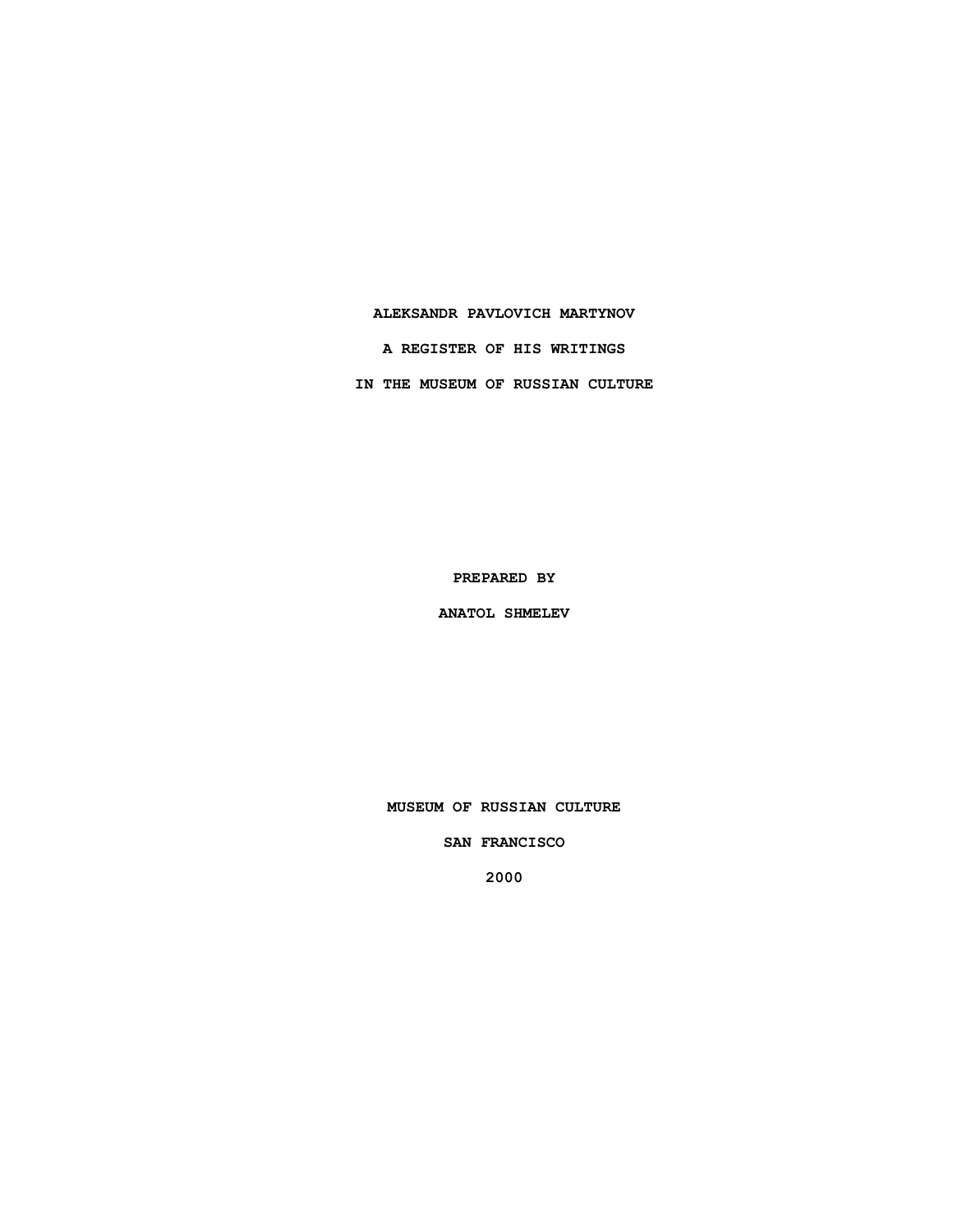# ALEKSANDR PAVLOVICH MARTYNOV

## A REGISTER OF HIS WRITINGS

## IN THE MUSEUM OF RUSSIAN CULTURE

PREPARED BY

ANATOL SHMELEV

MUSEUM OF RUSSIAN CULTURE

SAN FRANCISCO

2000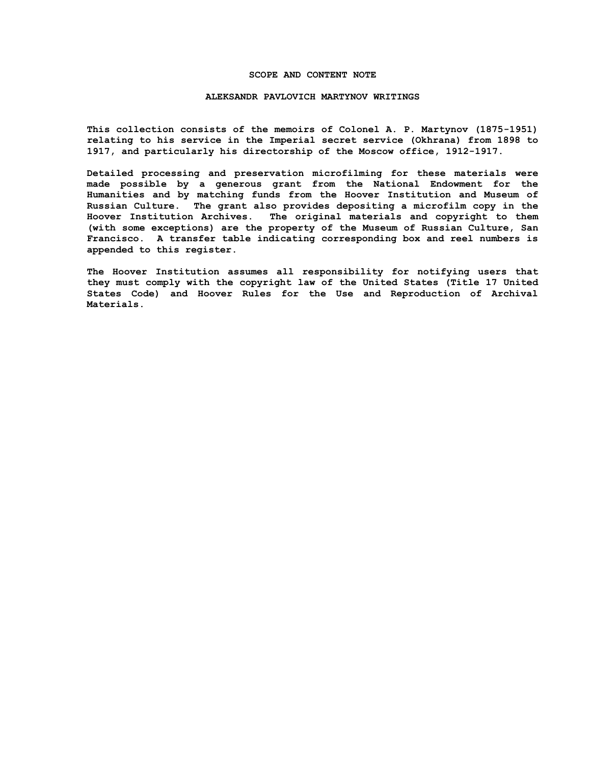## SCOPE AND CONTENT NOTE

### ALEKSANDR PAVLOVICH MARTYNOV WRITINGS

This collection consists of the memoirs of Colonel A. P. Martynov (1875-1951) relating to his service in the Imperial secret service (Okhrana) from 1898 to 1917, and particularly his directorship of the Moscow office, 1912-1917.

Detailed processing and preservation microfilming for these materials were made possible by a generous grant from the National Endowment for the Humanities and by matching funds from the Hoover Institution and Museum of Russian Culture. The grant also provides depositing a microfilm copy in the Hoover Institution Archives. The original materials and copyright to them (with some exceptions) are the property of the Museum of Russian Culture, San Francisco. A transfer table indicating corresponding box and reel numbers is appended to this register.

The Hoover Institution assumes all responsibility for notifying users that they must comply with the copyright law of the United States (Title 17 United States Code) and Hoover Rules for the Use and Reproduction of Archival Materials.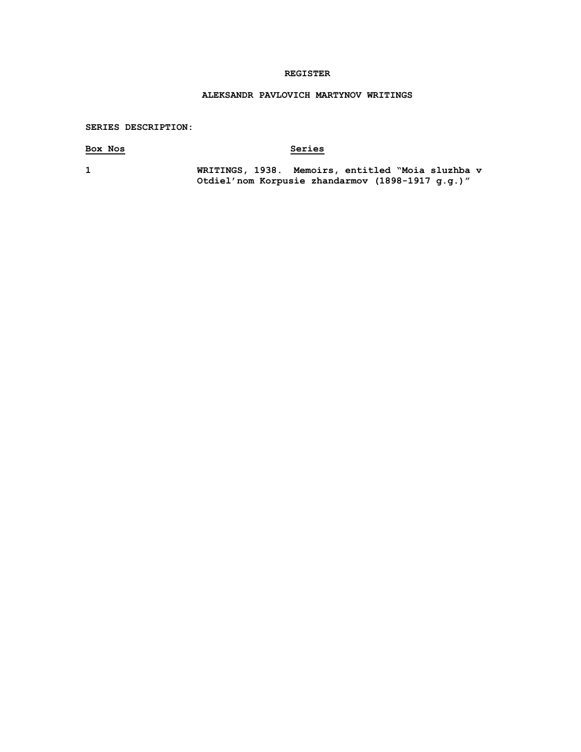**REGISTER**

**ALEKSANDR PAVLOVICH MARTYNOV WRITINGS**

**SERIES DESCRIPTION:**

| Box Nos | Series |
|---|---|
| 1 | WRITINGS, 1938. Memoirs, entitled "Moia sluzhba v Otdiel'nom Korpusie zhandarmov (1898-1917 g.g.)" |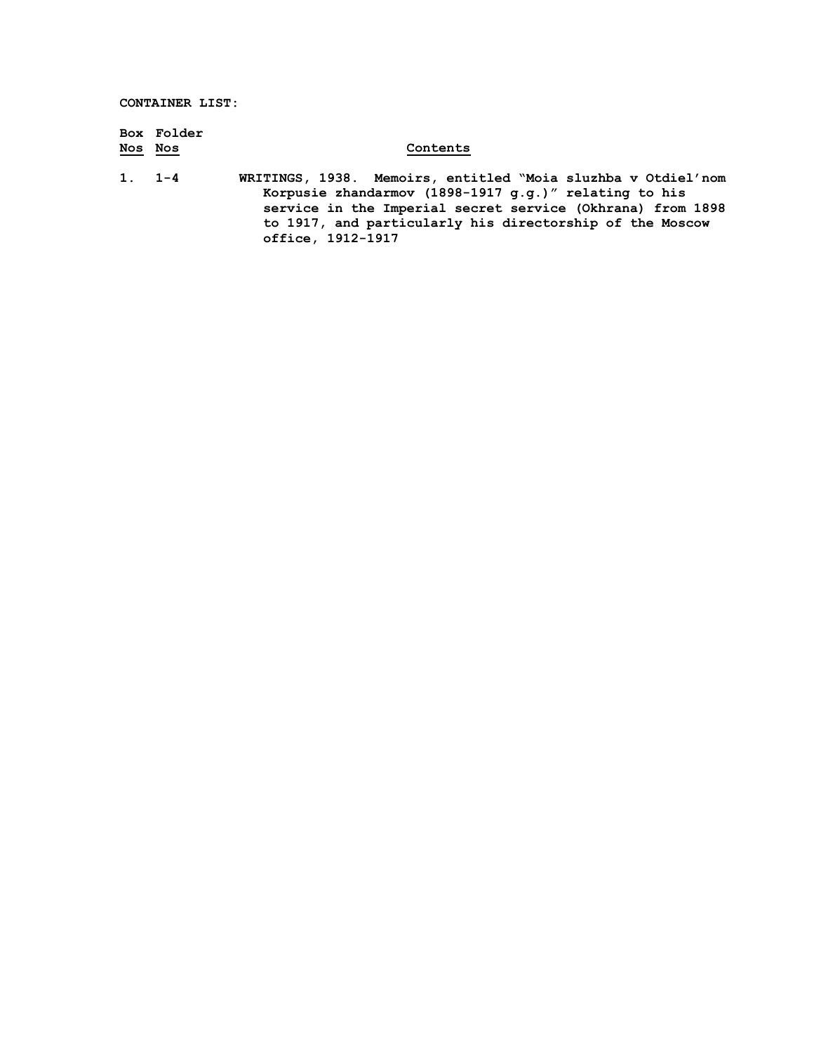**CONTAINER LIST:**

| Box Nos | Folder Nos | Contents |
|---|---|---|
| 1. | 1-4 | **WRITINGS, 1938.** Memoirs, entitled "Moia sluzhba v Otdiel'nom Korpusie zhandarmov (1898-1917 g.g.)" relating to his service in the Imperial secret service (Okhrana) from 1898 to 1917, and particularly his directorship of the Moscow office, 1912-1917 |